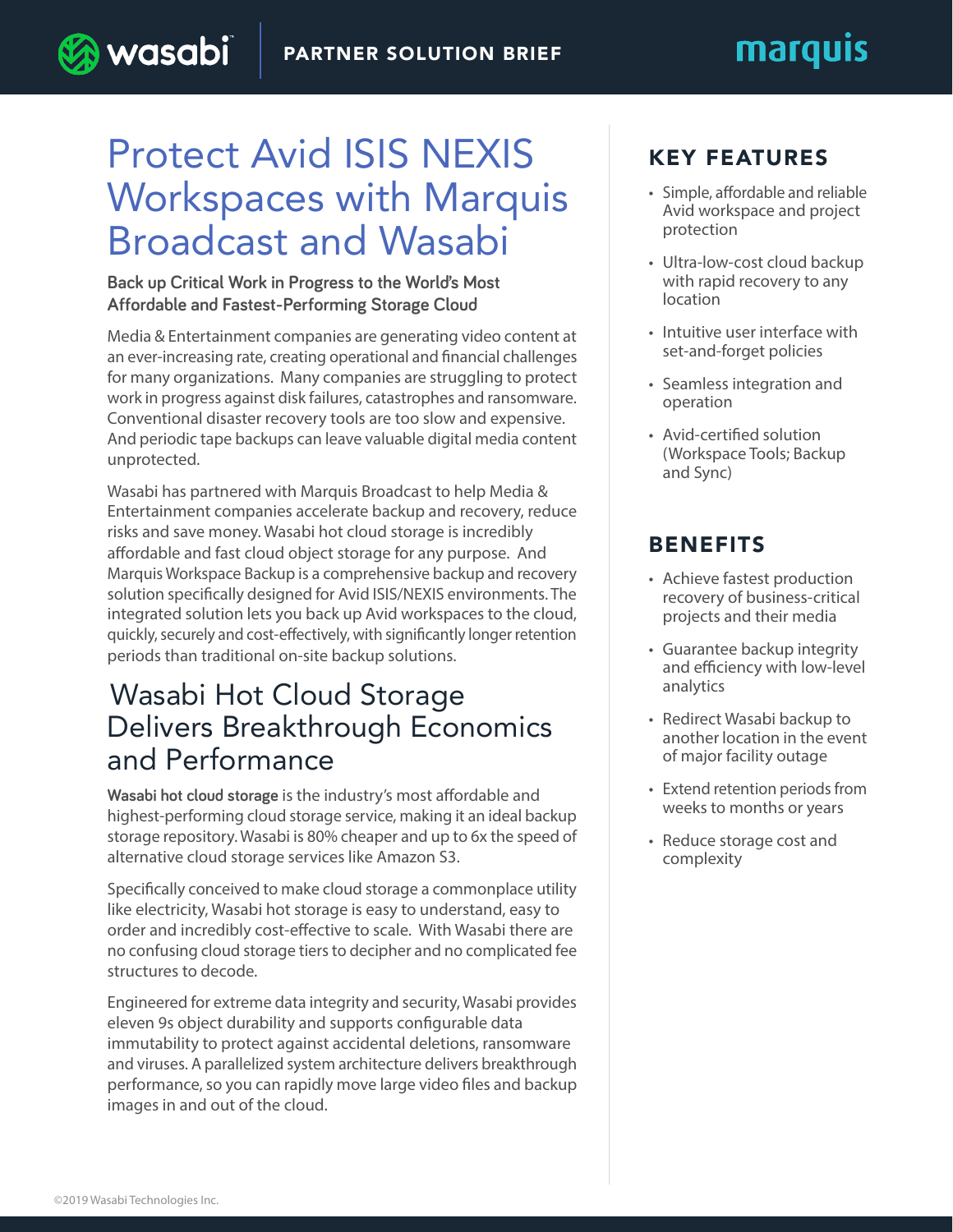# Protect Avid ISIS NEXIS Workspaces with Marquis Broadcast and Wasabi

**Back up Critical Work in Progress to the World's Most Affordable and Fastest-Performing Storage Cloud**

Media & Entertainment companies are generating video content at an ever-increasing rate, creating operational and financial challenges for many organizations. Many companies are struggling to protect work in progress against disk failures, catastrophes and ransomware. Conventional disaster recovery tools are too slow and expensive. And periodic tape backups can leave valuable digital media content unprotected.

Wasabi has partnered with Marquis Broadcast to help Media & Entertainment companies accelerate backup and recovery, reduce risks and save money. Wasabi hot cloud storage is incredibly affordable and fast cloud object storage for any purpose. And Marquis Workspace Backup is a comprehensive backup and recovery solution specifically designed for Avid ISIS/NEXIS environments. The integrated solution lets you back up Avid workspaces to the cloud, quickly, securely and cost-effectively, with significantly longer retention periods than traditional on-site backup solutions.

## Wasabi Hot Cloud Storage Delivers Breakthrough Economics and Performance

**Wasabi hot cloud storage** is the industry's most affordable and highest-performing cloud storage service, making it an ideal backup storage repository. Wasabi is 80% cheaper and up to 6x the speed of alternative cloud storage services like Amazon S3.

Specifically conceived to make cloud storage a commonplace utility like electricity, Wasabi hot storage is easy to understand, easy to order and incredibly cost-effective to scale. With Wasabi there are no confusing cloud storage tiers to decipher and no complicated fee structures to decode.

Engineered for extreme data integrity and security, Wasabi provides eleven 9s object durability and supports configurable data immutability to protect against accidental deletions, ransomware and viruses. A parallelized system architecture delivers breakthrough performance, so you can rapidly move large video files and backup images in and out of the cloud.

## KEY FEATURES

- Simple, affordable and reliable Avid workspace and project protection
- Ultra-low-cost cloud backup with rapid recovery to any location
- Intuitive user interface with set-and-forget policies
- Seamless integration and operation
- Avid-certified solution (Workspace Tools; Backup and Sync)

## BENEFITS

- Achieve fastest production recovery of business-critical projects and their media
- Guarantee backup integrity and efficiency with low-level analytics
- Redirect Wasabi backup to another location in the event of major facility outage
- Extend retention periods from weeks to months or years
- Reduce storage cost and complexity

©2019 Wasabi Technologies Inc.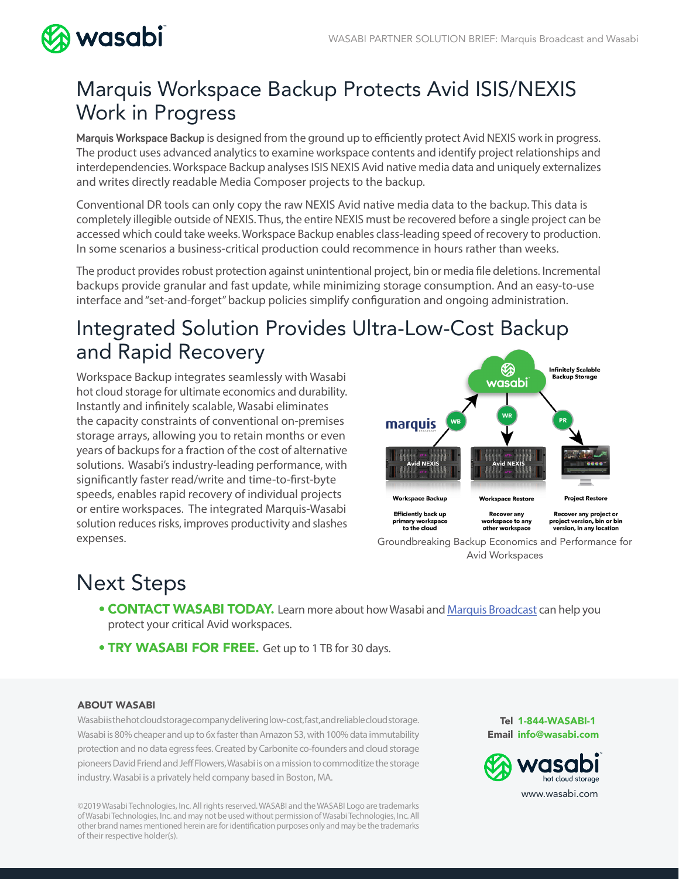# Marquis Workspace Backup Protects Avid ISIS/NEXIS Work in Progress

**Marquis Workspace Backup** is designed from the ground up to efficiently protect Avid NEXIS work in progress. The product uses advanced analytics to examine workspace contents and identify project relationships and interdependencies. Workspace Backup analyses ISIS NEXIS Avid native media data and uniquely externalizes and writes directly readable Media Composer projects to the backup.

Conventional DR tools can only copy the raw NEXIS Avid native media data to the backup. This data is completely illegible outside of NEXIS. Thus, the entire NEXIS must be recovered before a single project can be accessed which could take weeks. Workspace Backup enables class-leading speed of recovery to production. In some scenarios a business-critical production could recommence in hours rather than weeks.

The product provides robust protection against unintentional project, bin or media file deletions. Incremental backups provide granular and fast update, while minimizing storage consumption. And an easy-to-use interface and "set-and-forget" backup policies simplify configuration and ongoing administration.

# Integrated Solution Provides Ultra-Low-Cost Backup and Rapid Recovery

Workspace Backup integrates seamlessly with Wasabi hot cloud storage for ultimate economics and durability. Instantly and infinitely scalable, Wasabi eliminates the capacity constraints of conventional on-premises storage arrays, allowing you to retain months or even years of backups for a fraction of the cost of alternative solutions. Wasabi's industry-leading performance, with significantly faster read/write and time-to-first-byte speeds, enables rapid recovery of individual projects or entire workspaces. The integrated Marquis-Wasabi solution reduces risks, improves productivity and slashes expenses.

wasabi
Infinitely Scalable Backup Storage
marquis
WB
WR
PR
Avid NEXIS
Avid NEXIS
Workspace Backup
Efficiently back up primary workspace to the cloud
Workspace Restore
Recover any workspace to any other workspace
Project Restore
Recover any project or project version, bin or bin version, in any location

Groundbreaking Backup Economics and Performance for Avid Workspaces

# Next Steps

- **CONTACT WASABI TODAY.** Learn more about how Wasabi and Marquis Broadcast can help you protect your critical Avid workspaces.
- **TRY WASABI FOR FREE.** Get up to 1 TB for 30 days.

### ABOUT WASABI

Wasabi is the hot cloud storage company delivering low-cost, fast, and reliable cloud storage. Wasabi is 80% cheaper and up to 6x faster than Amazon S3, with 100% data immutability protection and no data egress fees. Created by Carbonite co-founders and cloud storage pioneers David Friend and Jeff Flowers, Wasabi is on a mission to commoditize the storage industry. Wasabi is a privately held company based in Boston, MA.

©2019 Wasabi Technologies, Inc. All rights reserved. WASABI and the WASABI Logo are trademarks of Wasabi Technologies, Inc. and may not be used without permission of Wasabi Technologies, Inc. All other brand names mentioned herein are for identification purposes only and may be the trademarks of their respective holder(s).

**Tel** 1-844-WASABI-1
**Email** info@wasabi.com

wasabi hot cloud storage
www.wasabi.com